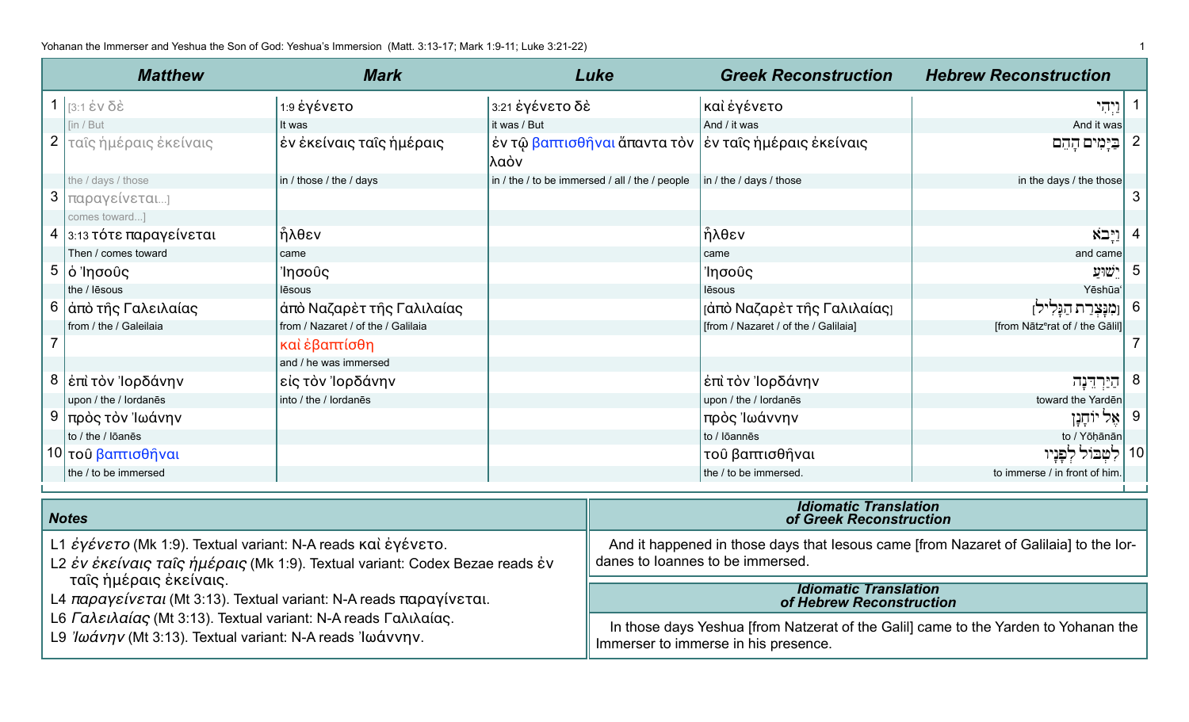Yohanan the Immerser and Yeshua the Son of God: Yeshua's Immersion (Matt. 3:13-17; Mark 1:9-11; Luke 3:21-22)

| | Matthew | Mark | Luke | Greek Reconstruction | Hebrew Reconstruction | |
|---|---|---|---|---|---|---|
| 1 | [3:1 ἐν δὲ<br>[in / But | 1:9 ἐγένετο<br>It was | 3:21 ἐγένετο δὲ<br>it was / But | καὶ ἐγένετο<br>And / it was | וַיְהִי<br>And it was | 1 |
| 2 | ταῖς ἡμέραις ἐκείναις<br>the / days / those | ἐν ἐκείναις ταῖς ἡμέραις<br>in / those / the / days | ἐν τῷ βαπτισθῆναι ἅπαντα τὸν λαὸν<br>in / the / to be immersed / all / the / people | ἐν ταῖς ἡμέραις ἐκείναις<br>in / the / days / those | בַּיָּמִים הָהֵם<br>in the days / the those | 2 |
| 3 | παραγείνεται...]<br>comes toward...] | | | | | 3 |
| 4 | 3:13 τότε παραγείνεται<br>Then / comes toward | ἦλθεν<br>came | | ἦλθεν<br>came | וַיָּבֹא<br>and came | 4 |
| 5 | ὁ Ἰησοῦς<br>the / Iēsous | Ἰησοῦς<br>Iēsous | | Ἰησοῦς<br>Iēsous | יֵשׁוּעַ<br>Yēshūaʿ | 5 |
| 6 | ἀπὸ τῆς Γαλειλαίας<br>from / the / Galeilaia | ἀπὸ Ναζαρὲτ τῆς Γαλιλαίας<br>from / Nazaret / of the / Galilaia | | [ἀπὸ Ναζαρὲτ τῆς Γαλιλαίας]<br>[from / Nazaret / of the / Galilaia] | [מִנְּצֶרֶת הַגָּלִיל]<br>[from Nātzᵉrat of / the Gālil] | 6 |
| 7 | | καὶ ἐβαπτίσθη<br>and / he was immersed | | | | 7 |
| 8 | ἐπὶ τὸν Ἰορδάνην<br>upon / the / Iordanēs | εἰς τὸν Ἰορδάνην<br>into / the / Iordanēs | | ἐπὶ τὸν Ἰορδάνην<br>upon / the / Iordanēs | הַיַּרְדֵּנָה<br>toward the Yardēn | 8 |
| 9 | πρὸς τὸν Ἰωάνην<br>to / the / Iōanēs | | | πρὸς Ἰωάννην<br>to / Iōannēs | אֶל יוֹחָנָן<br>to / Yōḥānān | 9 |
| 10 | τοῦ βαπτισθῆναι<br>the / to be immersed | | | τοῦ βαπτισθῆναι<br>the / to be immersed. | לִטְבּוֹל לְפָנָיו<br>to immerse / in front of him. | 10 |

## Notes

L1 *ἐγένετο* (Mk 1:9). Textual variant: N-A reads καὶ ἐγένετο.
L2 *ἐν ἐκείναις ταῖς ἡμέραις* (Mk 1:9). Textual variant: Codex Bezae reads ἐν ταῖς ἡμέραις ἐκείναις.
L4 *παραγείνεται* (Mt 3:13). Textual variant: N-A reads παραγίνεται.
L6 *Γαλειλαίας* (Mt 3:13). Textual variant: N-A reads Γαλιλαίας.
L9 *Ἰωάνην* (Mt 3:13). Textual variant: N-A reads Ἰωάννην.

## Idiomatic Translation of Greek Reconstruction

And it happened in those days that Iesous came [from Nazaret of Galilaia] to the Iordanes to Ioannes to be immersed.

## Idiomatic Translation of Hebrew Reconstruction

In those days Yeshua [from Natzerat of the Galil] came to the Yarden to Yohanan the Immerser to immerse in his presence.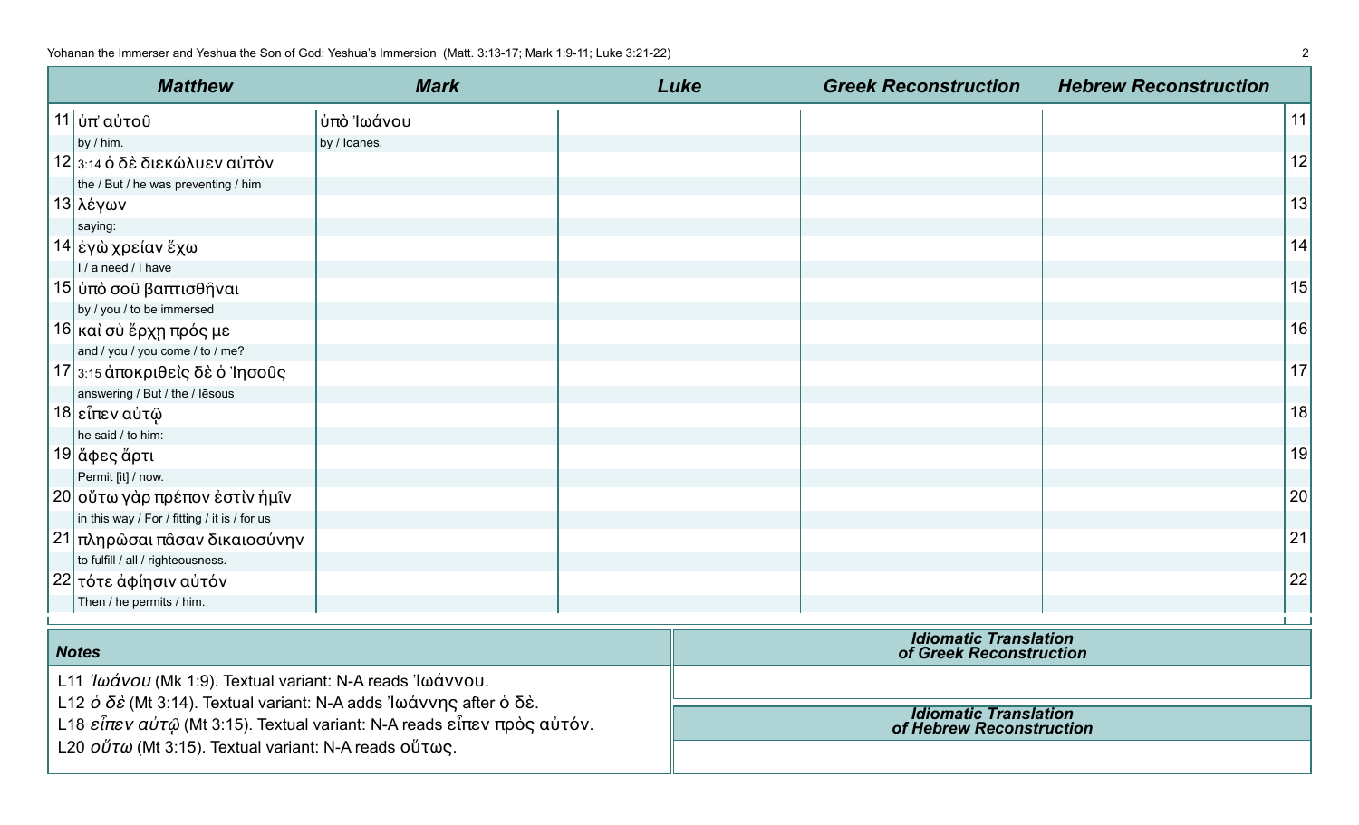| | Matthew | Mark | Luke | Greek Reconstruction | Hebrew Reconstruction | |
|---|---|---|---|---|---|---|
| 11 | ὑπ' αὐτοῦ<br>by / him. | ὑπὸ Ἰωάνου<br>by / Iōanēs. | | | | 11 |
| 12 | 3:14 ὁ δὲ διεκώλυεν αὐτὸν<br>the / But / he was preventing / him | | | | | 12 |
| 13 | λέγων<br>saying: | | | | | 13 |
| 14 | ἐγὼ χρείαν ἔχω<br>I / a need / I have | | | | | 14 |
| 15 | ὑπὸ σοῦ βαπτισθῆναι<br>by / you / to be immersed | | | | | 15 |
| 16 | καὶ σὺ ἔρχῃ πρός με<br>and / you / you come / to / me? | | | | | 16 |
| 17 | 3:15 ἀποκριθεὶς δὲ ὁ Ἰησοῦς<br>answering / But / the / Iēsous | | | | | 17 |
| 18 | εἶπεν αὐτῷ<br>he said / to him: | | | | | 18 |
| 19 | ἄφες ἄρτι<br>Permit [it] / now. | | | | | 19 |
| 20 | οὕτω γὰρ πρέπον ἐστὶν ἡμῖν<br>in this way / For / fitting / it is / for us | | | | | 20 |
| 21 | πληρῶσαι πᾶσαν δικαιοσύνην<br>to fulfill / all / righteousness. | | | | | 21 |
| 22 | τότε ἀφίησιν αὐτόν<br>Then / he permits / him. | | | | | 22 |

### Notes

L11 *Ἰωάνου* (Mk 1:9). Textual variant: N-A reads Ἰωάννου.
L12 *ὁ δὲ* (Mt 3:14). Textual variant: N-A adds Ἰωάννης after ὁ δὲ.
L18 *εἶπεν αὐτῷ* (Mt 3:15). Textual variant: N-A reads εἶπεν πρὸς αὐτόν.
L20 *οὕτω* (Mt 3:15). Textual variant: N-A reads οὕτως.

### Idiomatic Translation of Greek Reconstruction

### Idiomatic Translation of Hebrew Reconstruction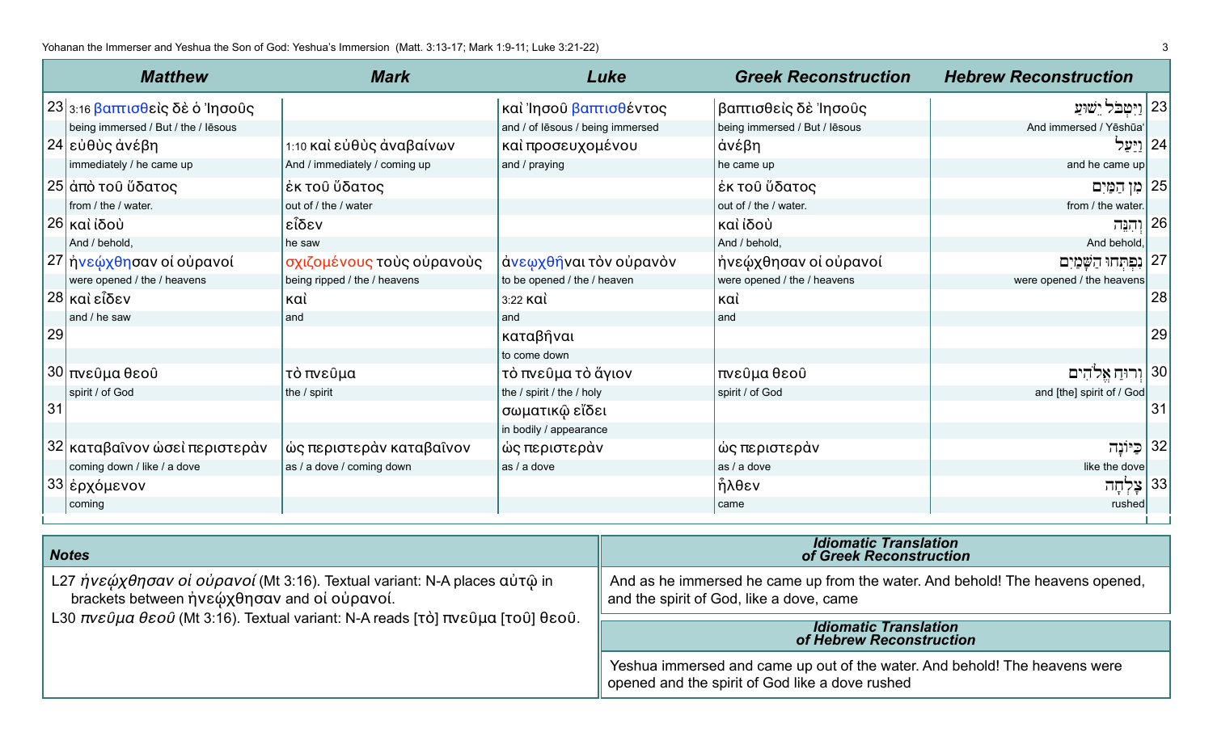| | Matthew | Mark | Luke | Greek Reconstruction | Hebrew Reconstruction | |
|---|---|---|---|---|---|---|
| 23 | 3:16 βαπτισθεὶς δὲ ὁ Ἰησοῦς<br>being immersed / But / the / Iēsous | | καὶ Ἰησοῦ βαπτισθέντος<br>and / of Iēsous / being immersed | βαπτισθεὶς δὲ Ἰησοῦς<br>being immersed / But / Iēsous | וַיִּטְבֹּל יֵשׁוּעַ<br>And immersed / Yēshūa' | 23 |
| 24 | εὐθὺς ἀνέβη<br>immediately / he came up | 1:10 καὶ εὐθὺς ἀναβαίνων<br>And / immediately / coming up | καὶ προσευχομένου<br>and / praying | ἀνέβη<br>he came up | וַיַּעַל<br>and he came up | 24 |
| 25 | ἀπὸ τοῦ ὕδατος<br>from / the / water. | ἐκ τοῦ ὕδατος<br>out of / the / water | | ἐκ τοῦ ὕδατος<br>out of / the / water. | מִן הַמַּיִם<br>from / the water. | 25 |
| 26 | καὶ ἰδοὺ<br>And / behold, | εἶδεν<br>he saw | | καὶ ἰδοὺ<br>And / behold, | וְהִנֵּה<br>And behold, | 26 |
| 27 | ἠνεῴχθησαν οἱ οὐρανοί<br>were opened / the / heavens | σχιζομένους τοὺς οὐρανοὺς<br>being ripped / the / heavens | ἀνεῳχθῆναι τὸν οὐρανὸν<br>to be opened / the / heaven | ἠνεῴχθησαν οἱ οὐρανοί<br>were opened / the / heavens | נִפְתְּחוּ הַשָּׁמַיִם<br>were opened / the heavens | 27 |
| 28 | καὶ εἶδεν<br>and / he saw | καὶ<br>and | 3:22 καὶ<br>and | καὶ<br>and | | 28 |
| 29 | | | καταβῆναι<br>to come down | | | 29 |
| 30 | πνεῦμα θεοῦ<br>spirit / of God | τὸ πνεῦμα<br>the / spirit | τὸ πνεῦμα τὸ ἅγιον<br>the / spirit / the / holy | πνεῦμα θεοῦ<br>spirit / of God | וְרוּחַ אֱלֹהִים<br>and [the] spirit of / God | 30 |
| 31 | | | σωματικῷ εἴδει<br>in bodily / appearance | | | 31 |
| 32 | καταβαῖνον ὡσεὶ περιστερὰν<br>coming down / like / a dove | ὡς περιστερὰν καταβαῖνον<br>as / a dove / coming down | ὡς περιστερὰν<br>as / a dove | ὡς περιστερὰν<br>as / a dove | כְּיוֹנָה<br>like the dove | 32 |
| 33 | ἐρχόμενον<br>coming | | | ἦλθεν<br>came | צָלְחָה<br>rushed | 33 |

### Notes

L27 *ἠνεῴχθησαν οἱ οὐρανοί* (Mt 3:16). Textual variant: N-A places αὐτῷ in brackets between ἠνεῴχθησαν and οἱ οὐρανοί.

L30 *πνεῦμα θεοῦ* (Mt 3:16). Textual variant: N-A reads [τὸ] πνεῦμα [τοῦ] θεοῦ.

### Idiomatic Translation of Greek Reconstruction

And as he immersed he came up from the water. And behold! The heavens opened, and the spirit of God, like a dove, came

### Idiomatic Translation of Hebrew Reconstruction

Yeshua immersed and came up out of the water. And behold! The heavens were opened and the spirit of God like a dove rushed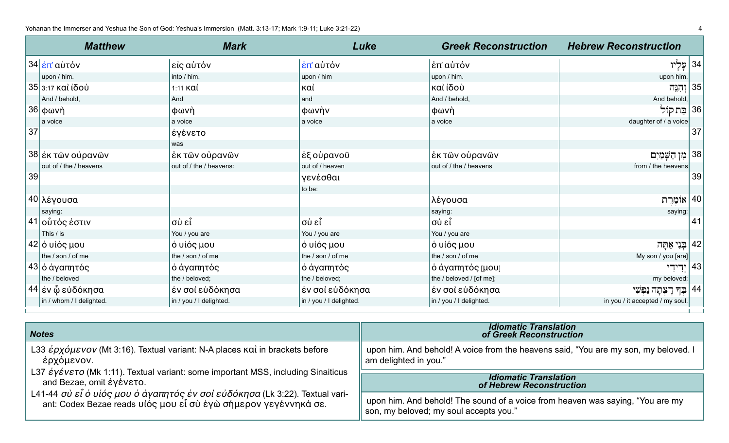| | Matthew | Mark | Luke | Greek Reconstruction | Hebrew Reconstruction | |
|---|---|---|---|---|---|---|
| 34 | ἐπ᾽ αὐτόν<br>upon / him. | εἰς αὐτόν<br>into / him. | ἐπ᾽ αὐτόν<br>upon / him | ἐπ᾽ αὐτόν<br>upon / him. | עָלָיו<br>upon him. | 34 |
| 35 | 3:17 καὶ ἰδοὺ<br>And / behold, | 1:11 καὶ<br>And | καὶ<br>and | καὶ ἰδοὺ<br>And / behold, | וְהִנֵּה<br>And behold, | 35 |
| 36 | φωνὴ<br>a voice | φωνὴ<br>a voice | φωνὴν<br>a voice | φωνὴ<br>a voice | בַּת קוֹל<br>daughter of / a voice | 36 |
| 37 | | ἐγένετο<br>was | | | | 37 |
| 38 | ἐκ τῶν οὐρανῶν<br>out of / the / heavens | ἐκ τῶν οὐρανῶν<br>out of / the / heavens: | ἐξ οὐρανοῦ<br>out of / heaven | ἐκ τῶν οὐρανῶν<br>out of / the / heavens | מִן הַשָּׁמַיִם<br>from / the heavens | 38 |
| 39 | | | γενέσθαι<br>to be: | | | 39 |
| 40 | λέγουσα<br>saying: | | | λέγουσα<br>saying: | אוֹמֶרֶת<br>saying: | 40 |
| 41 | οὗτός ἐστιν<br>This / is | σὺ εἶ<br>You / you are | σὺ εἶ<br>You / you are | σὺ εἶ<br>You / you are | | 41 |
| 42 | ὁ υἱός μου<br>the / son / of me | ὁ υἱός μου<br>the / son / of me | ὁ υἱός μου<br>the / son / of me | ὁ υἱός μου<br>the / son / of me | בְּנִי אַתָּה<br>My son / you [are] | 42 |
| 43 | ὁ ἀγαπητός<br>the / beloved | ὁ ἀγαπητός<br>the / beloved; | ὁ ἀγαπητός<br>the / beloved; | ὁ ἀγαπητός [μου]<br>the / beloved / [of me]; | יְדִידִי<br>my beloved; | 43 |
| 44 | ἐν ᾧ εὐδόκησα<br>in / whom / I delighted. | ἐν σοὶ εὐδόκησα<br>in / you / I delighted. | ἐν σοὶ εὐδόκησα<br>in / you / I delighted. | ἐν σοὶ εὐδόκησα<br>in / you / I delighted. | בְּךָ רָצְתָה נַפְשִׁי<br>in you / it accepted / my soul. | 44 |

### Notes

L33 *ἐρχόμενον* (Mt 3:16). Textual variant: N-A places καὶ in brackets before ἐρχόμενον.

L37 *ἐγένετο* (Mk 1:11). Textual variant: some important MSS, including Sinaiticus and Bezae, omit ἐγένετο.

L41-44 *σὺ εἶ ὁ υἱός μου ὁ ἀγαπητός ἐν σοὶ εὐδόκησα* (Lk 3:22). Textual variant: Codex Bezae reads υἱός μου εἶ σὺ ἐγὼ σήμερον γεγέννηκά σε.

### Idiomatic Translation of Greek Reconstruction

upon him. And behold! A voice from the heavens said, “You are my son, my beloved. I am delighted in you.”

### Idiomatic Translation of Hebrew Reconstruction

upon him. And behold! The sound of a voice from heaven was saying, “You are my son, my beloved; my soul accepts you.”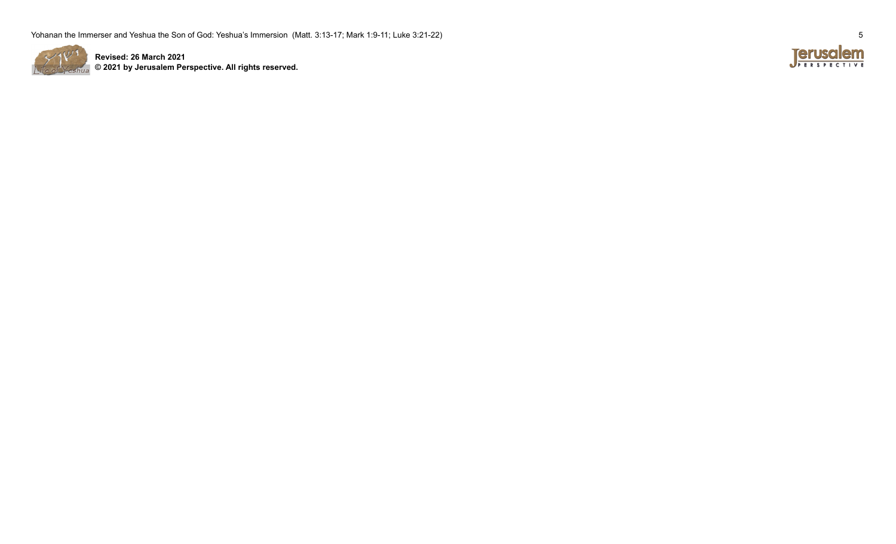**Revised: 26 March 2021**
**© 2021 by Jerusalem Perspective. All rights reserved.**